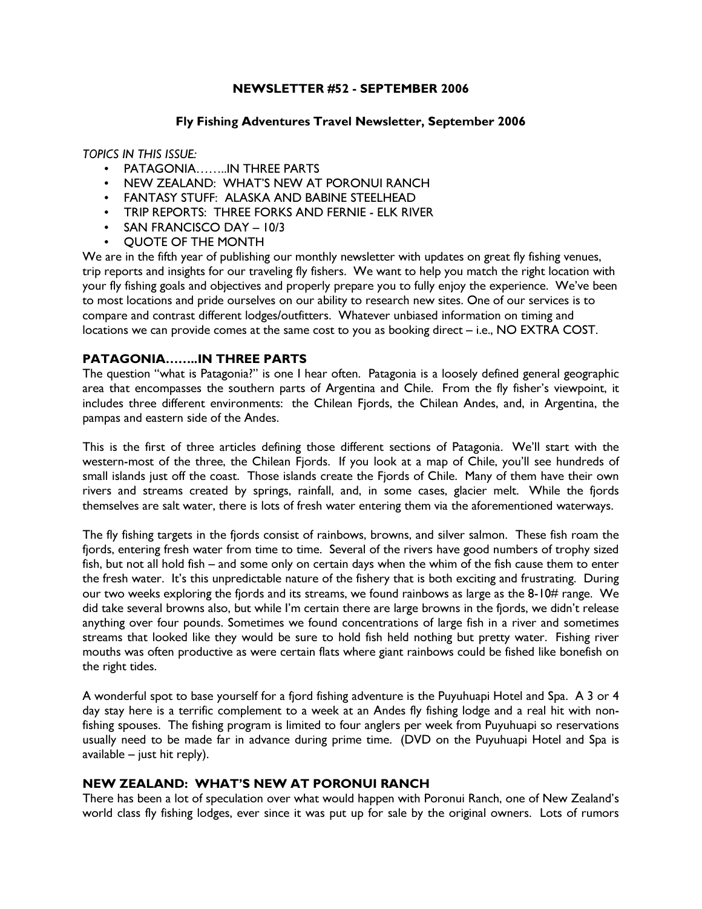# NEWSLETTER #52 - SEPTEMBER 2006

## Fly Fishing Adventures Travel Newsletter, September 2006

*TOPICS IN THIS ISSUE:*

- PATAGONIA……..IN THREE PARTS
- NEW ZEALAND: WHAT'S NEW AT PORONUI RANCH
- FANTASY STUFF: ALASKA AND BABINE STEELHEAD
- TRIP REPORTS: THREE FORKS AND FERNIE - ELK RIVER
- SAN FRANCISCO DAY – 10/3
- QUOTE OF THE MONTH

We are in the fifth year of publishing our monthly newsletter with updates on great fly fishing venues, trip reports and insights for our traveling fly fishers. We want to help you match the right location with your fly fishing goals and objectives and properly prepare you to fully enjoy the experience. We've been to most locations and pride ourselves on our ability to research new sites. One of our services is to compare and contrast different lodges/outfitters. Whatever unbiased information on timing and locations we can provide comes at the same cost to you as booking direct – i.e., NO EXTRA COST.

## PATAGONIA……..IN THREE PARTS

The question "what is Patagonia?" is one I hear often. Patagonia is a loosely defined general geographic area that encompasses the southern parts of Argentina and Chile. From the fly fisher's viewpoint, it includes three different environments: the Chilean Fjords, the Chilean Andes, and, in Argentina, the pampas and eastern side of the Andes.

This is the first of three articles defining those different sections of Patagonia. We'll start with the western-most of the three, the Chilean Fjords. If you look at a map of Chile, you'll see hundreds of small islands just off the coast. Those islands create the Fjords of Chile. Many of them have their own rivers and streams created by springs, rainfall, and, in some cases, glacier melt. While the fjords themselves are salt water, there is lots of fresh water entering them via the aforementioned waterways.

The fly fishing targets in the fjords consist of rainbows, browns, and silver salmon. These fish roam the fjords, entering fresh water from time to time. Several of the rivers have good numbers of trophy sized fish, but not all hold fish – and some only on certain days when the whim of the fish cause them to enter the fresh water. It's this unpredictable nature of the fishery that is both exciting and frustrating. During our two weeks exploring the fjords and its streams, we found rainbows as large as the 8-10# range. We did take several browns also, but while I'm certain there are large browns in the fjords, we didn't release anything over four pounds. Sometimes we found concentrations of large fish in a river and sometimes streams that looked like they would be sure to hold fish held nothing but pretty water. Fishing river mouths was often productive as were certain flats where giant rainbows could be fished like bonefish on the right tides.

A wonderful spot to base yourself for a fjord fishing adventure is the Puyuhuapi Hotel and Spa. A 3 or 4 day stay here is a terrific complement to a week at an Andes fly fishing lodge and a real hit with non-fishing spouses. The fishing program is limited to four anglers per week from Puyuhuapi so reservations usually need to be made far in advance during prime time. (DVD on the Puyuhuapi Hotel and Spa is available – just hit reply).

## NEW ZEALAND: WHAT'S NEW AT PORONUI RANCH

There has been a lot of speculation over what would happen with Poronui Ranch, one of New Zealand's world class fly fishing lodges, ever since it was put up for sale by the original owners. Lots of rumors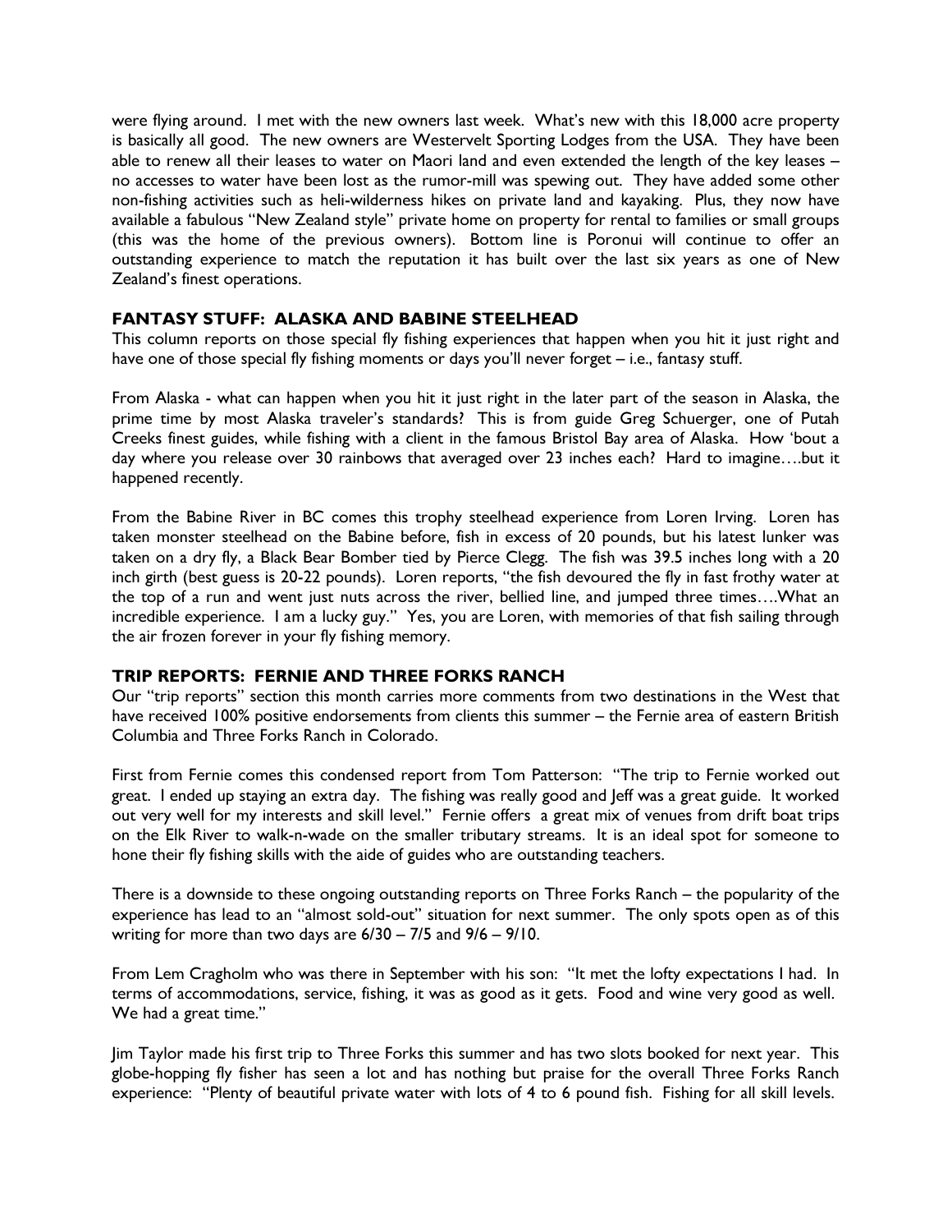were flying around. I met with the new owners last week. What's new with this 18,000 acre property is basically all good. The new owners are Westervelt Sporting Lodges from the USA. They have been able to renew all their leases to water on Maori land and even extended the length of the key leases – no accesses to water have been lost as the rumor-mill was spewing out. They have added some other non-fishing activities such as heli-wilderness hikes on private land and kayaking. Plus, they now have available a fabulous "New Zealand style" private home on property for rental to families or small groups (this was the home of the previous owners). Bottom line is Poronui will continue to offer an outstanding experience to match the reputation it has built over the last six years as one of New Zealand's finest operations.

### FANTASY STUFF: ALASKA AND BABINE STEELHEAD

This column reports on those special fly fishing experiences that happen when you hit it just right and have one of those special fly fishing moments or days you'll never forget – i.e., fantasy stuff.

From Alaska - what can happen when you hit it just right in the later part of the season in Alaska, the prime time by most Alaska traveler's standards? This is from guide Greg Schuerger, one of Putah Creeks finest guides, while fishing with a client in the famous Bristol Bay area of Alaska. How 'bout a day where you release over 30 rainbows that averaged over 23 inches each? Hard to imagine….but it happened recently.

From the Babine River in BC comes this trophy steelhead experience from Loren Irving. Loren has taken monster steelhead on the Babine before, fish in excess of 20 pounds, but his latest lunker was taken on a dry fly, a Black Bear Bomber tied by Pierce Clegg. The fish was 39.5 inches long with a 20 inch girth (best guess is 20-22 pounds). Loren reports, "the fish devoured the fly in fast frothy water at the top of a run and went just nuts across the river, bellied line, and jumped three times….What an incredible experience. I am a lucky guy." Yes, you are Loren, with memories of that fish sailing through the air frozen forever in your fly fishing memory.

### TRIP REPORTS: FERNIE AND THREE FORKS RANCH

Our "trip reports" section this month carries more comments from two destinations in the West that have received 100% positive endorsements from clients this summer – the Fernie area of eastern British Columbia and Three Forks Ranch in Colorado.

First from Fernie comes this condensed report from Tom Patterson: "The trip to Fernie worked out great. I ended up staying an extra day. The fishing was really good and Jeff was a great guide. It worked out very well for my interests and skill level." Fernie offers a great mix of venues from drift boat trips on the Elk River to walk-n-wade on the smaller tributary streams. It is an ideal spot for someone to hone their fly fishing skills with the aide of guides who are outstanding teachers.

There is a downside to these ongoing outstanding reports on Three Forks Ranch – the popularity of the experience has lead to an "almost sold-out" situation for next summer. The only spots open as of this writing for more than two days are 6/30 – 7/5 and 9/6 – 9/10.

From Lem Cragholm who was there in September with his son: "It met the lofty expectations I had. In terms of accommodations, service, fishing, it was as good as it gets. Food and wine very good as well. We had a great time."

Jim Taylor made his first trip to Three Forks this summer and has two slots booked for next year. This globe-hopping fly fisher has seen a lot and has nothing but praise for the overall Three Forks Ranch experience: "Plenty of beautiful private water with lots of 4 to 6 pound fish. Fishing for all skill levels.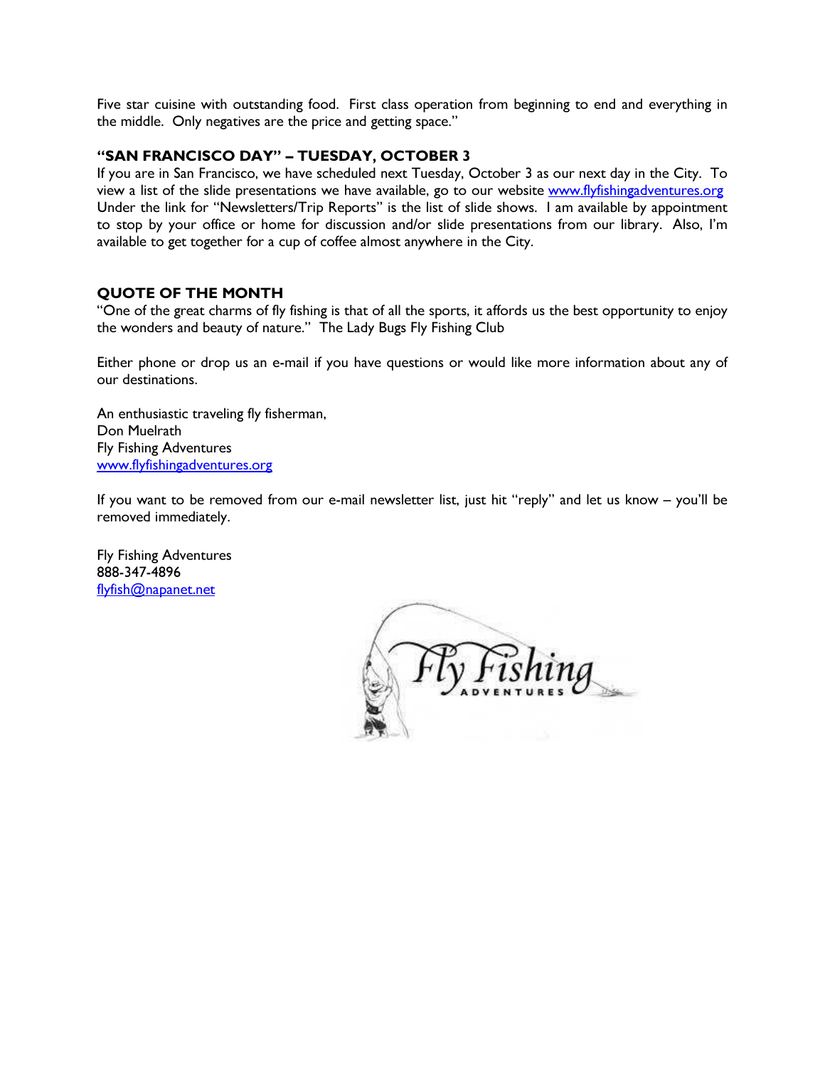Five star cuisine with outstanding food. First class operation from beginning to end and everything in the middle. Only negatives are the price and getting space."

## "SAN FRANCISCO DAY" – TUESDAY, OCTOBER 3

If you are in San Francisco, we have scheduled next Tuesday, October 3 as our next day in the City. To view a list of the slide presentations we have available, go to our website www.flyfishingadventures.org Under the link for "Newsletters/Trip Reports" is the list of slide shows. I am available by appointment to stop by your office or home for discussion and/or slide presentations from our library. Also, I'm available to get together for a cup of coffee almost anywhere in the City.

## QUOTE OF THE MONTH

"One of the great charms of fly fishing is that of all the sports, it affords us the best opportunity to enjoy the wonders and beauty of nature." The Lady Bugs Fly Fishing Club

Either phone or drop us an e-mail if you have questions or would like more information about any of our destinations.

An enthusiastic traveling fly fisherman,
Don Muelrath
Fly Fishing Adventures
www.flyfishingadventures.org

If you want to be removed from our e-mail newsletter list, just hit "reply" and let us know – you'll be removed immediately.

Fly Fishing Adventures
888-347-4896
flyfish@napanet.net